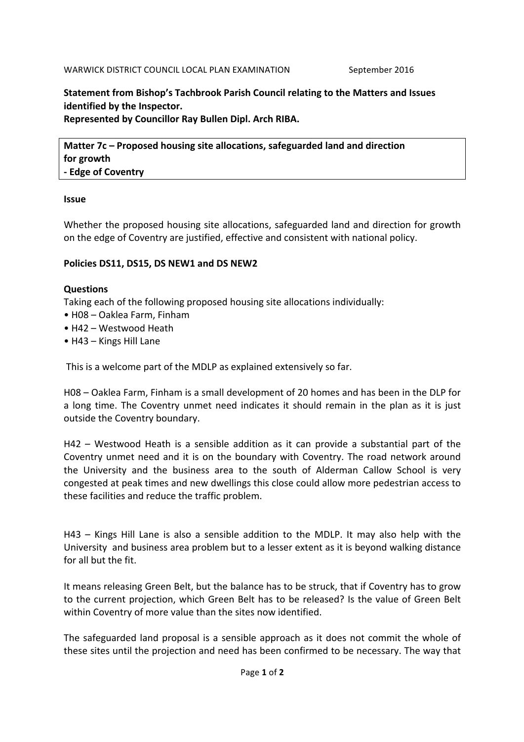WARWICK DISTRICT COUNCIL LOCAL PLAN EXAMINATION September 2016

**Statement from Bishop's Tachbrook Parish Council relating to the Matters and Issues identified by the Inspector.**
**Represented by Councillor Ray Bullen Dipl. Arch RIBA.**

**Matter 7c – Proposed housing site allocations, safeguarded land and direction for growth**
**- Edge of Coventry**

**Issue**

Whether the proposed housing site allocations, safeguarded land and direction for growth on the edge of Coventry are justified, effective and consistent with national policy.

**Policies DS11, DS15, DS NEW1 and DS NEW2**

**Questions**

Taking each of the following proposed housing site allocations individually:

- H08 – Oaklea Farm, Finham
- H42 – Westwood Heath
- H43 – Kings Hill Lane

This is a welcome part of the MDLP as explained extensively so far.

H08 – Oaklea Farm, Finham is a small development of 20 homes and has been in the DLP for a long time. The Coventry unmet need indicates it should remain in the plan as it is just outside the Coventry boundary.

H42 – Westwood Heath is a sensible addition as it can provide a substantial part of the Coventry unmet need and it is on the boundary with Coventry. The road network around the University and the business area to the south of Alderman Callow School is very congested at peak times and new dwellings this close could allow more pedestrian access to these facilities and reduce the traffic problem.

H43 – Kings Hill Lane is also a sensible addition to the MDLP. It may also help with the University and business area problem but to a lesser extent as it is beyond walking distance for all but the fit.

It means releasing Green Belt, but the balance has to be struck, that if Coventry has to grow to the current projection, which Green Belt has to be released? Is the value of Green Belt within Coventry of more value than the sites now identified.

The safeguarded land proposal is a sensible approach as it does not commit the whole of these sites until the projection and need has been confirmed to be necessary. The way that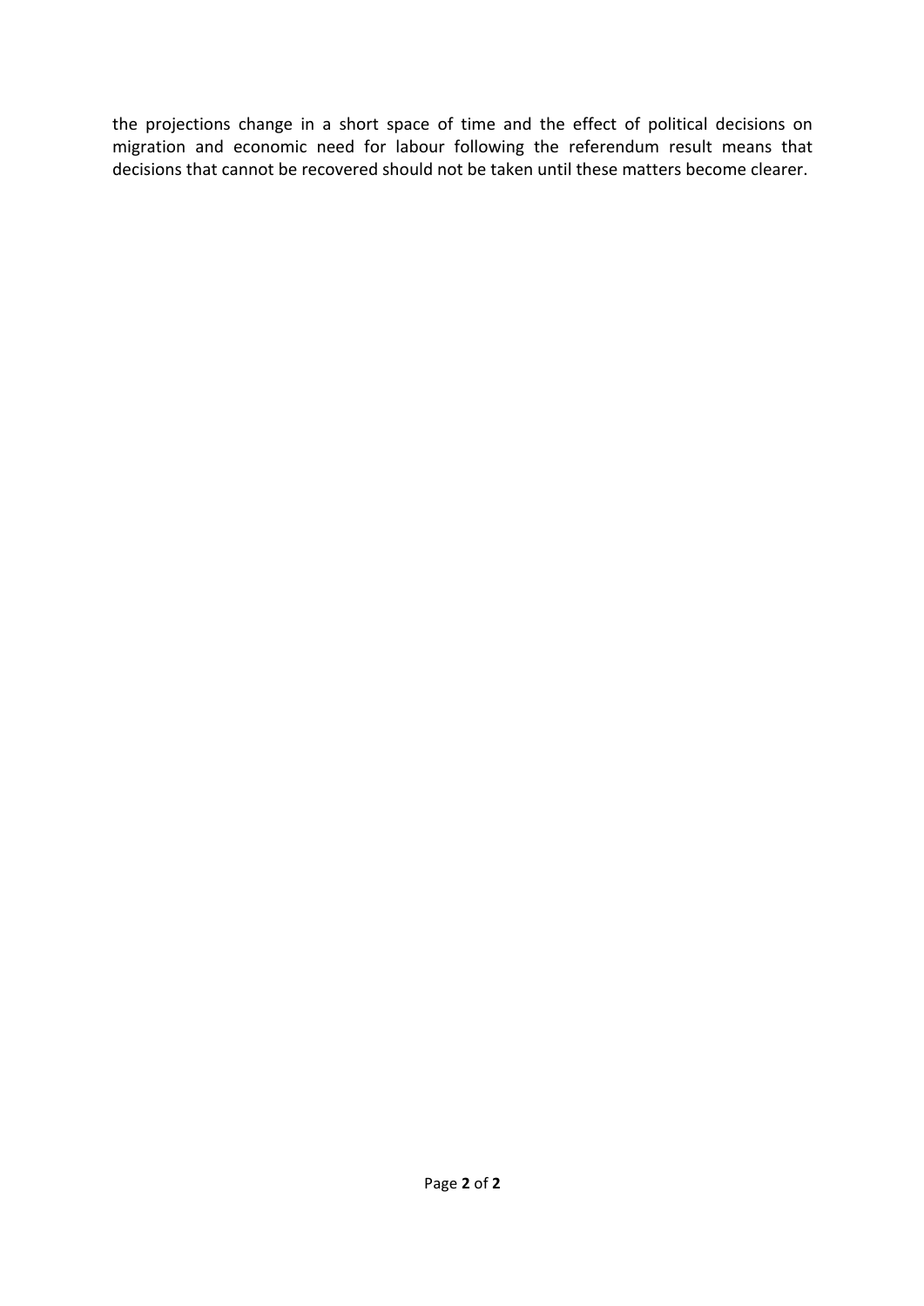the projections change in a short space of time and the effect of political decisions on migration and economic need for labour following the referendum result means that decisions that cannot be recovered should not be taken until these matters become clearer.